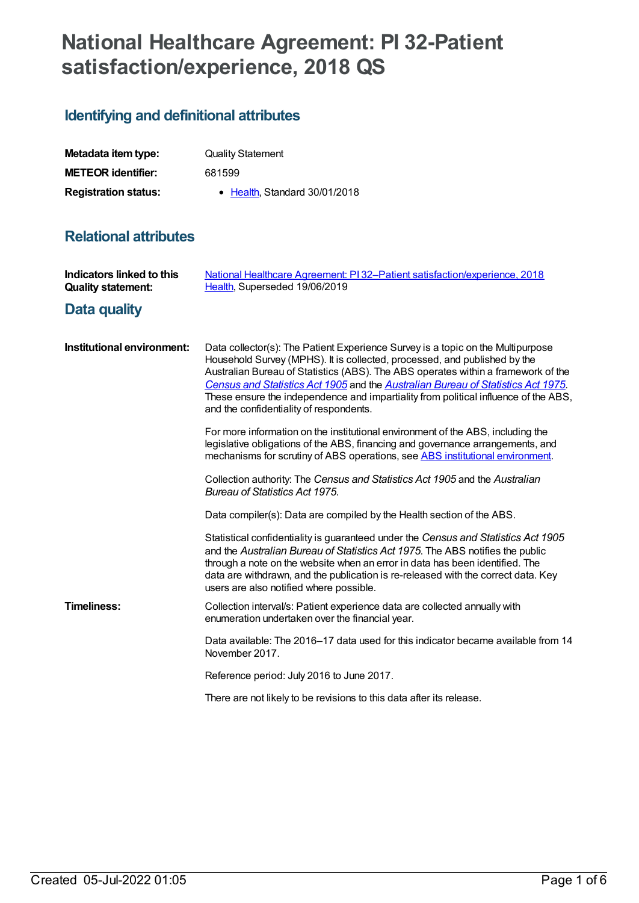# National Healthcare Agreement: PI 32-Patient satisfaction/experience, 2018 QS

## Identifying and definitional attributes

| | |
|---|---|
| **Metadata item type:** | Quality Statement |
| **METEOR identifier:** | 681599 |
| **Registration status:** | • Health, Standard 30/01/2018 |

## Relational attributes

| | |
|---|---|
| **Indicators linked to this Quality statement:** | National Healthcare Agreement: PI 32–Patient satisfaction/experience, 2018 Health, Superseded 19/06/2019 |

## Data quality

**Institutional environment:**

Data collector(s): The Patient Experience Survey is a topic on the Multipurpose Household Survey (MPHS). It is collected, processed, and published by the Australian Bureau of Statistics (ABS). The ABS operates within a framework of the *Census and Statistics Act 1905* and the *Australian Bureau of Statistics Act 1975*. These ensure the independence and impartiality from political influence of the ABS, and the confidentiality of respondents.

For more information on the institutional environment of the ABS, including the legislative obligations of the ABS, financing and governance arrangements, and mechanisms for scrutiny of ABS operations, see ABS institutional environment.

Collection authority: The *Census and Statistics Act 1905* and the *Australian Bureau of Statistics Act 1975.*

Data compiler(s): Data are compiled by the Health section of the ABS.

Statistical confidentiality is guaranteed under the *Census and Statistics Act 1905* and the *Australian Bureau of Statistics Act 1975.* The ABS notifies the public through a note on the website when an error in data has been identified. The data are withdrawn, and the publication is re-released with the correct data. Key users are also notified where possible.

**Timeliness:**

Collection interval/s: Patient experience data are collected annually with enumeration undertaken over the financial year.

Data available: The 2016–17 data used for this indicator became available from 14 November 2017.

Reference period: July 2016 to June 2017.

There are not likely to be revisions to this data after its release.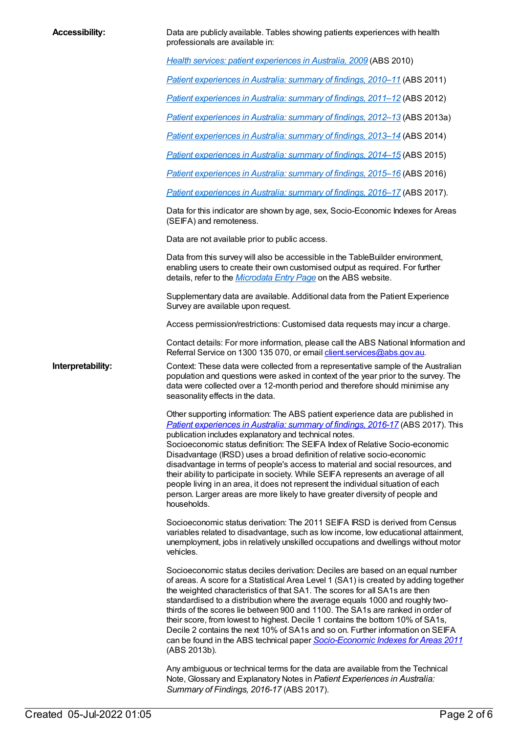**Accessibility:**

Data are publicly available. Tables showing patients experiences with health professionals are available in:

*Health services: patient experiences in Australia, 2009* (ABS 2010)

*Patient experiences in Australia: summary of findings, 2010–11* (ABS 2011)

*Patient experiences in Australia: summary of findings, 2011–12* (ABS 2012)

*Patient experiences in Australia: summary of findings, 2012–13* (ABS 2013a)

*Patient experiences in Australia: summary of findings, 2013–14* (ABS 2014)

*Patient experiences in Australia: summary of findings, 2014–15* (ABS 2015)

*Patient experiences in Australia: summary of findings, 2015–16* (ABS 2016)

*Patient experiences in Australia: summary of findings, 2016–17* (ABS 2017).

Data for this indicator are shown by age, sex, Socio-Economic Indexes for Areas (SEIFA) and remoteness.

Data are not available prior to public access.

Data from this survey will also be accessible in the TableBuilder environment, enabling users to create their own customised output as required. For further details, refer to the *Microdata Entry Page* on the ABS website.

Supplementary data are available. Additional data from the Patient Experience Survey are available upon request.

Access permission/restrictions: Customised data requests may incur a charge.

Contact details: For more information, please call the ABS National Information and Referral Service on 1300 135 070, or email client.services@abs.gov.au.

**Interpretability:**

Context: These data were collected from a representative sample of the Australian population and questions were asked in context of the year prior to the survey. The data were collected over a 12-month period and therefore should minimise any seasonality effects in the data.

Other supporting information: The ABS patient experience data are published in *Patient experiences in Australia: summary of findings, 2016-17* (ABS 2017). This publication includes explanatory and technical notes.
Socioeconomic status definition: The SEIFA Index of Relative Socio-economic Disadvantage (IRSD) uses a broad definition of relative socio-economic disadvantage in terms of people's access to material and social resources, and their ability to participate in society. While SEIFA represents an average of all people living in an area, it does not represent the individual situation of each person. Larger areas are more likely to have greater diversity of people and households.

Socioeconomic status derivation: The 2011 SEIFA IRSD is derived from Census variables related to disadvantage, such as low income, low educational attainment, unemployment, jobs in relatively unskilled occupations and dwellings without motor vehicles.

Socioeconomic status deciles derivation: Deciles are based on an equal number of areas. A score for a Statistical Area Level 1 (SA1) is created by adding together the weighted characteristics of that SA1. The scores for all SA1s are then standardised to a distribution where the average equals 1000 and roughly two-thirds of the scores lie between 900 and 1100. The SA1s are ranked in order of their score, from lowest to highest. Decile 1 contains the bottom 10% of SA1s, Decile 2 contains the next 10% of SA1s and so on. Further information on SEIFA can be found in the ABS technical paper *Socio-Economic Indexes for Areas 2011* (ABS 2013b).

Any ambiguous or technical terms for the data are available from the Technical Note, Glossary and Explanatory Notes in *Patient Experiences in Australia: Summary of Findings, 2016-17* (ABS 2017).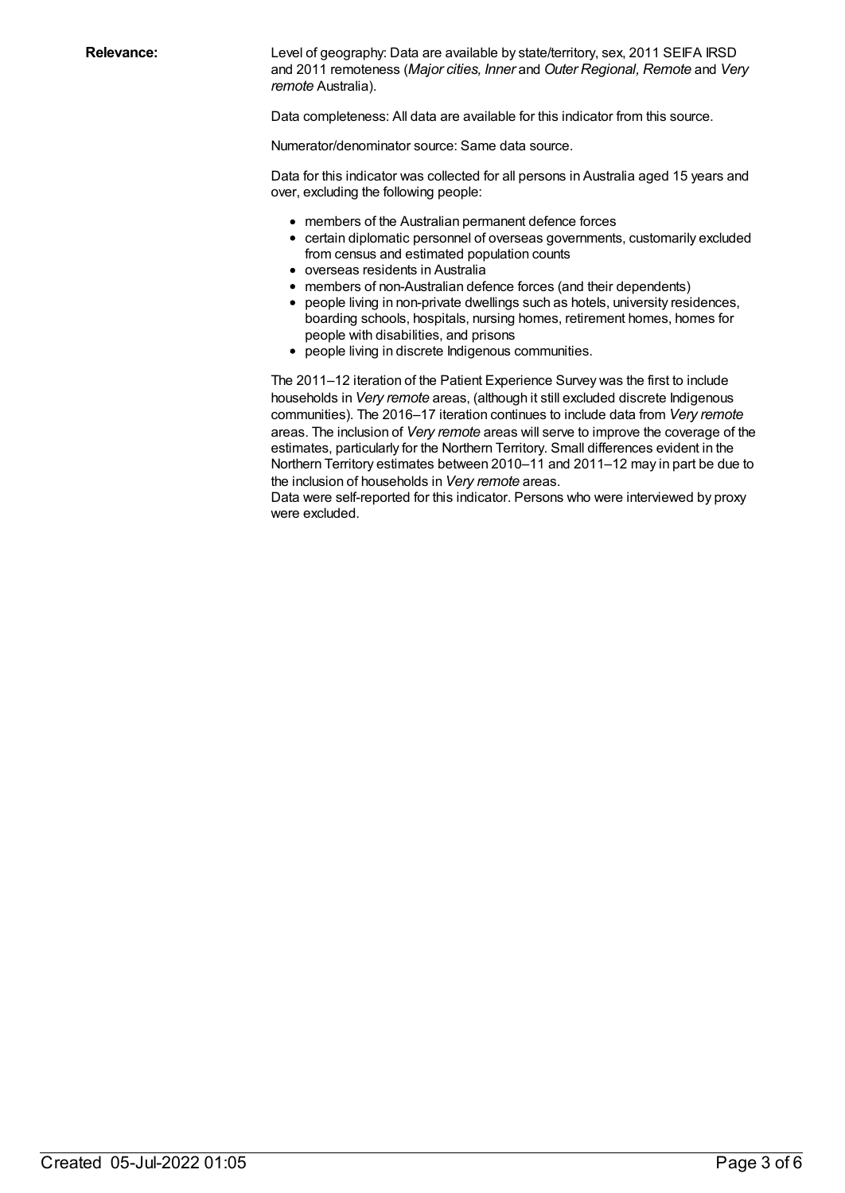**Relevance:**

Level of geography: Data are available by state/territory, sex, 2011 SEIFA IRSD and 2011 remoteness (*Major cities, Inner* and *Outer Regional, Remote* and *Very remote* Australia).

Data completeness: All data are available for this indicator from this source.

Numerator/denominator source: Same data source.

Data for this indicator was collected for all persons in Australia aged 15 years and over, excluding the following people:

- members of the Australian permanent defence forces
- certain diplomatic personnel of overseas governments, customarily excluded from census and estimated population counts
- overseas residents in Australia
- members of non-Australian defence forces (and their dependents)
- people living in non-private dwellings such as hotels, university residences, boarding schools, hospitals, nursing homes, retirement homes, homes for people with disabilities, and prisons
- people living in discrete Indigenous communities.

The 2011–12 iteration of the Patient Experience Survey was the first to include households in *Very remote* areas, (although it still excluded discrete Indigenous communities). The 2016–17 iteration continues to include data from *Very remote* areas. The inclusion of *Very remote* areas will serve to improve the coverage of the estimates, particularly for the Northern Territory. Small differences evident in the Northern Territory estimates between 2010–11 and 2011–12 may in part be due to the inclusion of households in *Very remote* areas.
Data were self-reported for this indicator. Persons who were interviewed by proxy were excluded.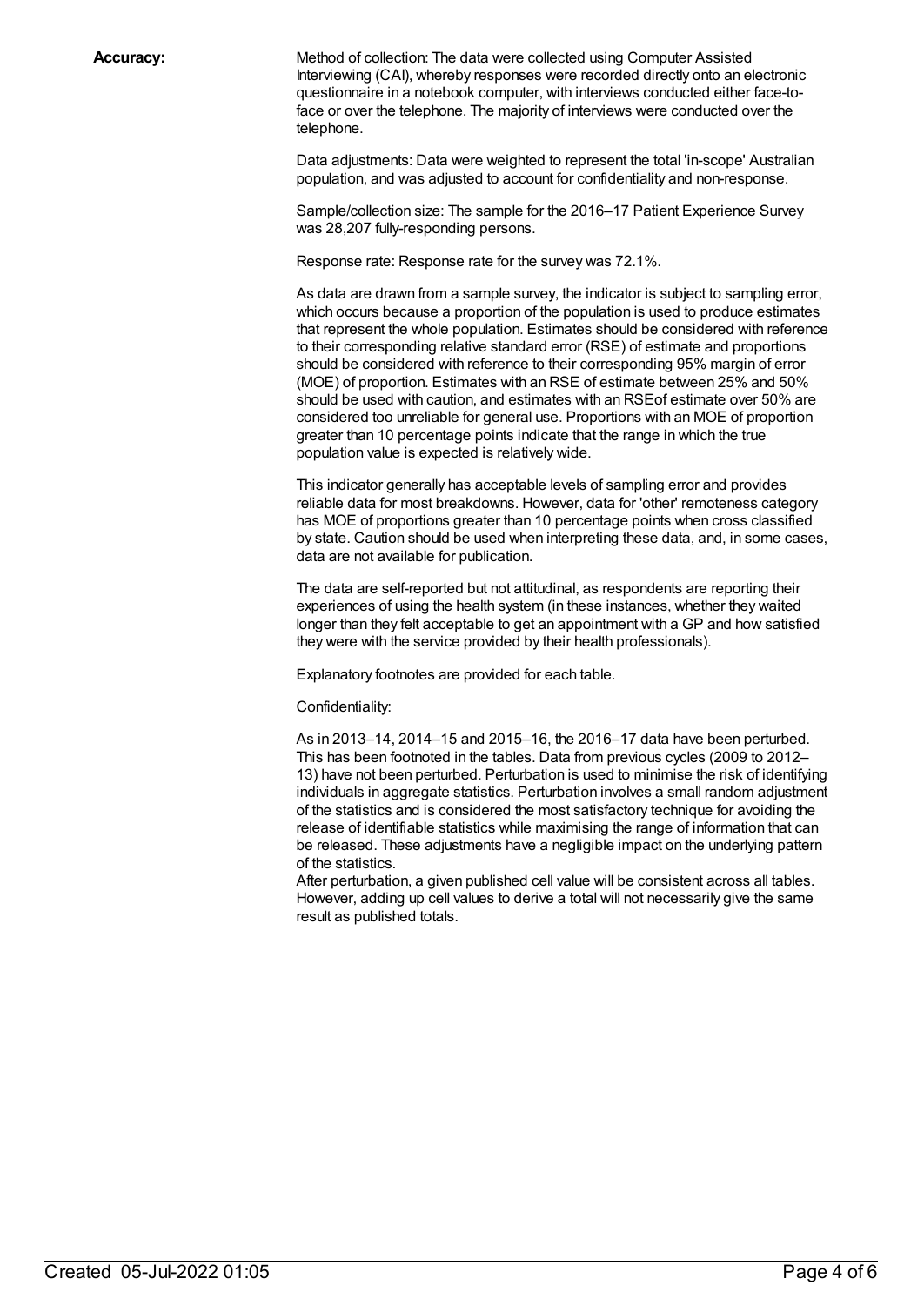**Accuracy:**

Method of collection: The data were collected using Computer Assisted Interviewing (CAI), whereby responses were recorded directly onto an electronic questionnaire in a notebook computer, with interviews conducted either face-to-face or over the telephone. The majority of interviews were conducted over the telephone.

Data adjustments: Data were weighted to represent the total 'in-scope' Australian population, and was adjusted to account for confidentiality and non-response.

Sample/collection size: The sample for the 2016–17 Patient Experience Survey was 28,207 fully-responding persons.

Response rate: Response rate for the survey was 72.1%.

As data are drawn from a sample survey, the indicator is subject to sampling error, which occurs because a proportion of the population is used to produce estimates that represent the whole population. Estimates should be considered with reference to their corresponding relative standard error (RSE) of estimate and proportions should be considered with reference to their corresponding 95% margin of error (MOE) of proportion. Estimates with an RSE of estimate between 25% and 50% should be used with caution, and estimates with an RSEof estimate over 50% are considered too unreliable for general use. Proportions with an MOE of proportion greater than 10 percentage points indicate that the range in which the true population value is expected is relatively wide.

This indicator generally has acceptable levels of sampling error and provides reliable data for most breakdowns. However, data for 'other' remoteness category has MOE of proportions greater than 10 percentage points when cross classified by state. Caution should be used when interpreting these data, and, in some cases, data are not available for publication.

The data are self-reported but not attitudinal, as respondents are reporting their experiences of using the health system (in these instances, whether they waited longer than they felt acceptable to get an appointment with a GP and how satisfied they were with the service provided by their health professionals).

Explanatory footnotes are provided for each table.

Confidentiality:

As in 2013–14, 2014–15 and 2015–16, the 2016–17 data have been perturbed. This has been footnoted in the tables. Data from previous cycles (2009 to 2012–13) have not been perturbed. Perturbation is used to minimise the risk of identifying individuals in aggregate statistics. Perturbation involves a small random adjustment of the statistics and is considered the most satisfactory technique for avoiding the release of identifiable statistics while maximising the range of information that can be released. These adjustments have a negligible impact on the underlying pattern of the statistics.
After perturbation, a given published cell value will be consistent across all tables. However, adding up cell values to derive a total will not necessarily give the same result as published totals.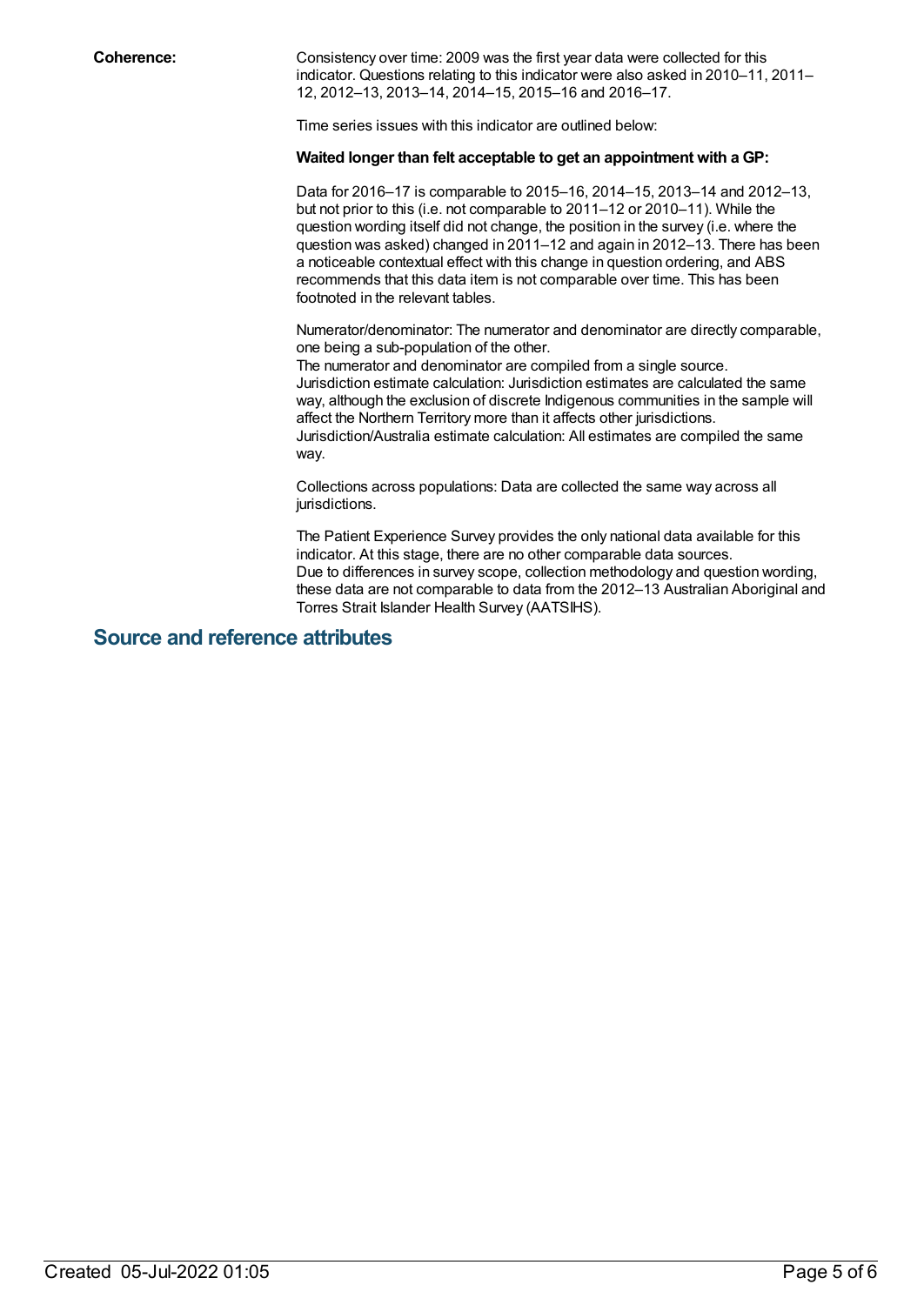**Coherence:**

Consistency over time: 2009 was the first year data were collected for this indicator. Questions relating to this indicator were also asked in 2010–11, 2011–12, 2012–13, 2013–14, 2014–15, 2015–16 and 2016–17.

Time series issues with this indicator are outlined below:

**Waited longer than felt acceptable to get an appointment with a GP:**

Data for 2016–17 is comparable to 2015–16, 2014–15, 2013–14 and 2012–13, but not prior to this (i.e. not comparable to 2011–12 or 2010–11). While the question wording itself did not change, the position in the survey (i.e. where the question was asked) changed in 2011–12 and again in 2012–13. There has been a noticeable contextual effect with this change in question ordering, and ABS recommends that this data item is not comparable over time. This has been footnoted in the relevant tables.

Numerator/denominator: The numerator and denominator are directly comparable, one being a sub-population of the other.
The numerator and denominator are compiled from a single source.
Jurisdiction estimate calculation: Jurisdiction estimates are calculated the same way, although the exclusion of discrete Indigenous communities in the sample will affect the Northern Territory more than it affects other jurisdictions.
Jurisdiction/Australia estimate calculation: All estimates are compiled the same way.

Collections across populations: Data are collected the same way across all jurisdictions.

The Patient Experience Survey provides the only national data available for this indicator. At this stage, there are no other comparable data sources.
Due to differences in survey scope, collection methodology and question wording, these data are not comparable to data from the 2012–13 Australian Aboriginal and Torres Strait Islander Health Survey (AATSIHS).

## Source and reference attributes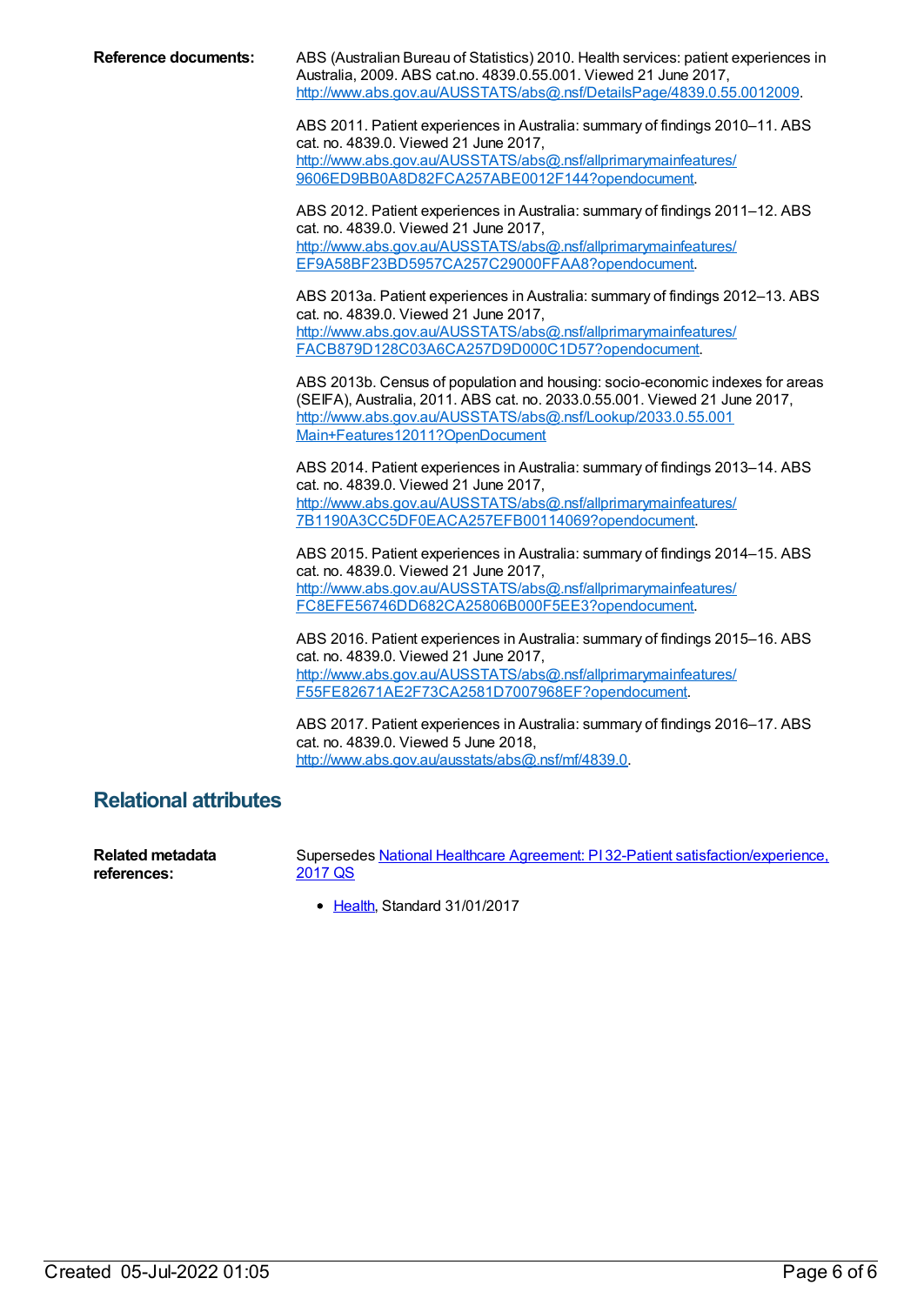**Reference documents:**

ABS (Australian Bureau of Statistics) 2010. Health services: patient experiences in Australia, 2009. ABS cat.no. 4839.0.55.001. Viewed 21 June 2017, http://www.abs.gov.au/AUSSTATS/abs@.nsf/DetailsPage/4839.0.55.0012009.

ABS 2011. Patient experiences in Australia: summary of findings 2010–11. ABS cat. no. 4839.0. Viewed 21 June 2017, http://www.abs.gov.au/AUSSTATS/abs@.nsf/allprimarymainfeatures/9606ED9BB0A8D82FCA257ABE0012F144?opendocument.

ABS 2012. Patient experiences in Australia: summary of findings 2011–12. ABS cat. no. 4839.0. Viewed 21 June 2017, http://www.abs.gov.au/AUSSTATS/abs@.nsf/allprimarymainfeatures/EF9A58BF23BD5957CA257C29000FFAA8?opendocument.

ABS 2013a. Patient experiences in Australia: summary of findings 2012–13. ABS cat. no. 4839.0. Viewed 21 June 2017, http://www.abs.gov.au/AUSSTATS/abs@.nsf/allprimarymainfeatures/FACB879D128C03A6CA257D9D000C1D57?opendocument.

ABS 2013b. Census of population and housing: socio-economic indexes for areas (SEIFA), Australia, 2011. ABS cat. no. 2033.0.55.001. Viewed 21 June 2017, http://www.abs.gov.au/AUSSTATS/abs@.nsf/Lookup/2033.0.55.001 Main+Features12011?OpenDocument

ABS 2014. Patient experiences in Australia: summary of findings 2013–14. ABS cat. no. 4839.0. Viewed 21 June 2017, http://www.abs.gov.au/AUSSTATS/abs@.nsf/allprimarymainfeatures/7B1190A3CC5DF0EACA257EFB00114069?opendocument.

ABS 2015. Patient experiences in Australia: summary of findings 2014–15. ABS cat. no. 4839.0. Viewed 21 June 2017, http://www.abs.gov.au/AUSSTATS/abs@.nsf/allprimarymainfeatures/FC8EFE56746DD682CA25806B000F5EE3?opendocument.

ABS 2016. Patient experiences in Australia: summary of findings 2015–16. ABS cat. no. 4839.0. Viewed 21 June 2017, http://www.abs.gov.au/AUSSTATS/abs@.nsf/allprimarymainfeatures/F55FE82671AE2F73CA2581D7007968EF?opendocument.

ABS 2017. Patient experiences in Australia: summary of findings 2016–17. ABS cat. no. 4839.0. Viewed 5 June 2018, http://www.abs.gov.au/ausstats/abs@.nsf/mf/4839.0.

## Relational attributes

**Related metadata references:**

Supersedes National Healthcare Agreement: PI 32-Patient satisfaction/experience, 2017 QS

- Health, Standard 31/01/2017